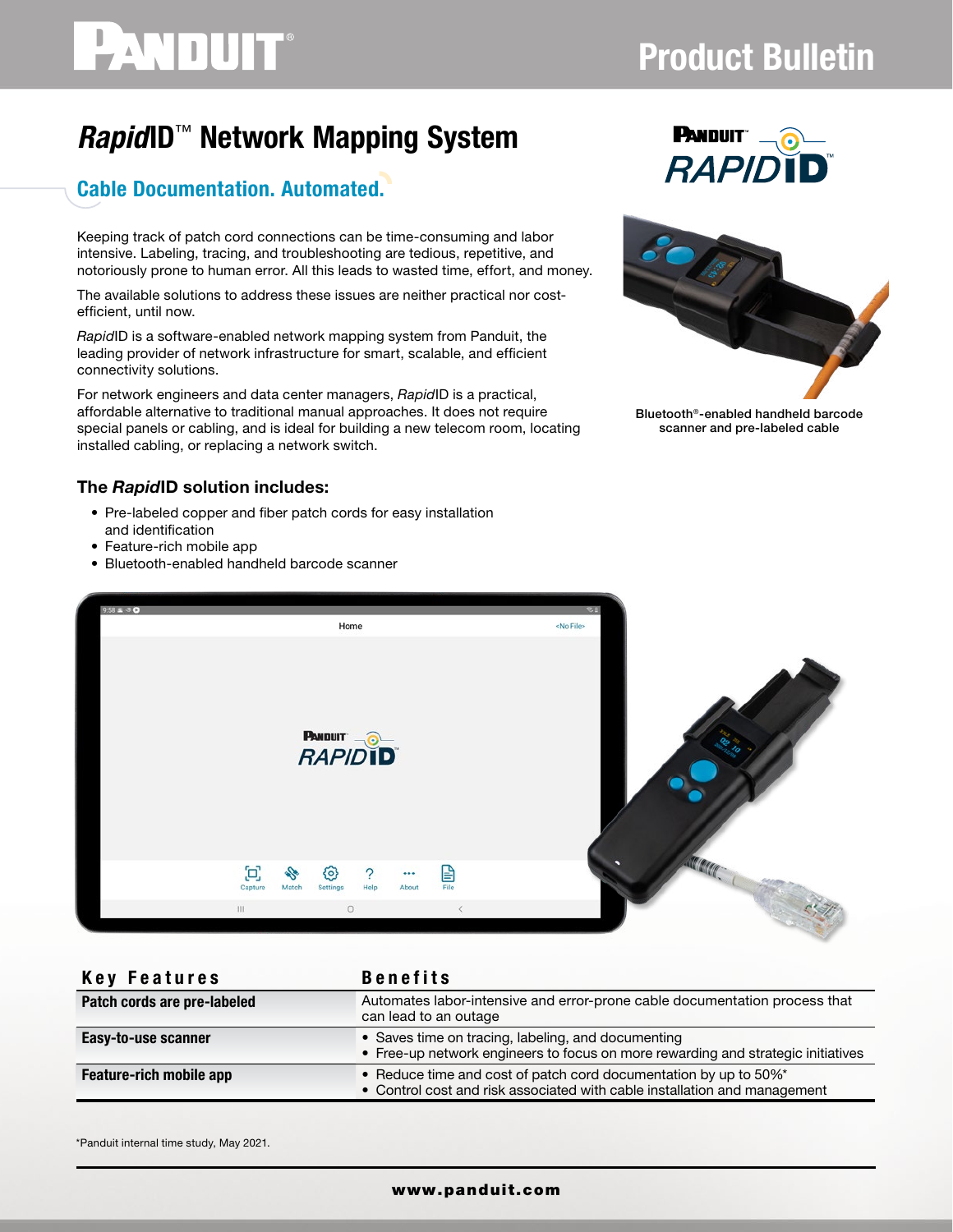# *Rapid*ID™ Network Mapping System

## Cable Documentation. Automated.

Keeping track of patch cord connections can be time-consuming and labor intensive. Labeling, tracing, and troubleshooting are tedious, repetitive, and notoriously prone to human error. All this leads to wasted time, effort, and money.

The available solutions to address these issues are neither practical nor cost-efficient, until now.

*Rapid*ID is a software-enabled network mapping system from Panduit, the leading provider of network infrastructure for smart, scalable, and efficient connectivity solutions.

For network engineers and data center managers, *Rapid*ID is a practical, affordable alternative to traditional manual approaches. It does not require special panels or cabling, and is ideal for building a new telecom room, locating installed cabling, or replacing a network switch.

Bluetooth®-enabled handheld barcode scanner and pre-labeled cable

### The *Rapid*ID solution includes:

- Pre-labeled copper and fiber patch cords for easy installation and identification
- Feature-rich mobile app
- Bluetooth-enabled handheld barcode scanner

| Key Features | Benefits |
|---|---|
| **Patch cords are pre-labeled** | Automates labor-intensive and error-prone cable documentation process that can lead to an outage |
| **Easy-to-use scanner** | • Saves time on tracing, labeling, and documenting<br>• Free-up network engineers to focus on more rewarding and strategic initiatives |
| **Feature-rich mobile app** | • Reduce time and cost of patch cord documentation by up to 50%*<br>• Control cost and risk associated with cable installation and management |

*Panduit internal time study, May 2021.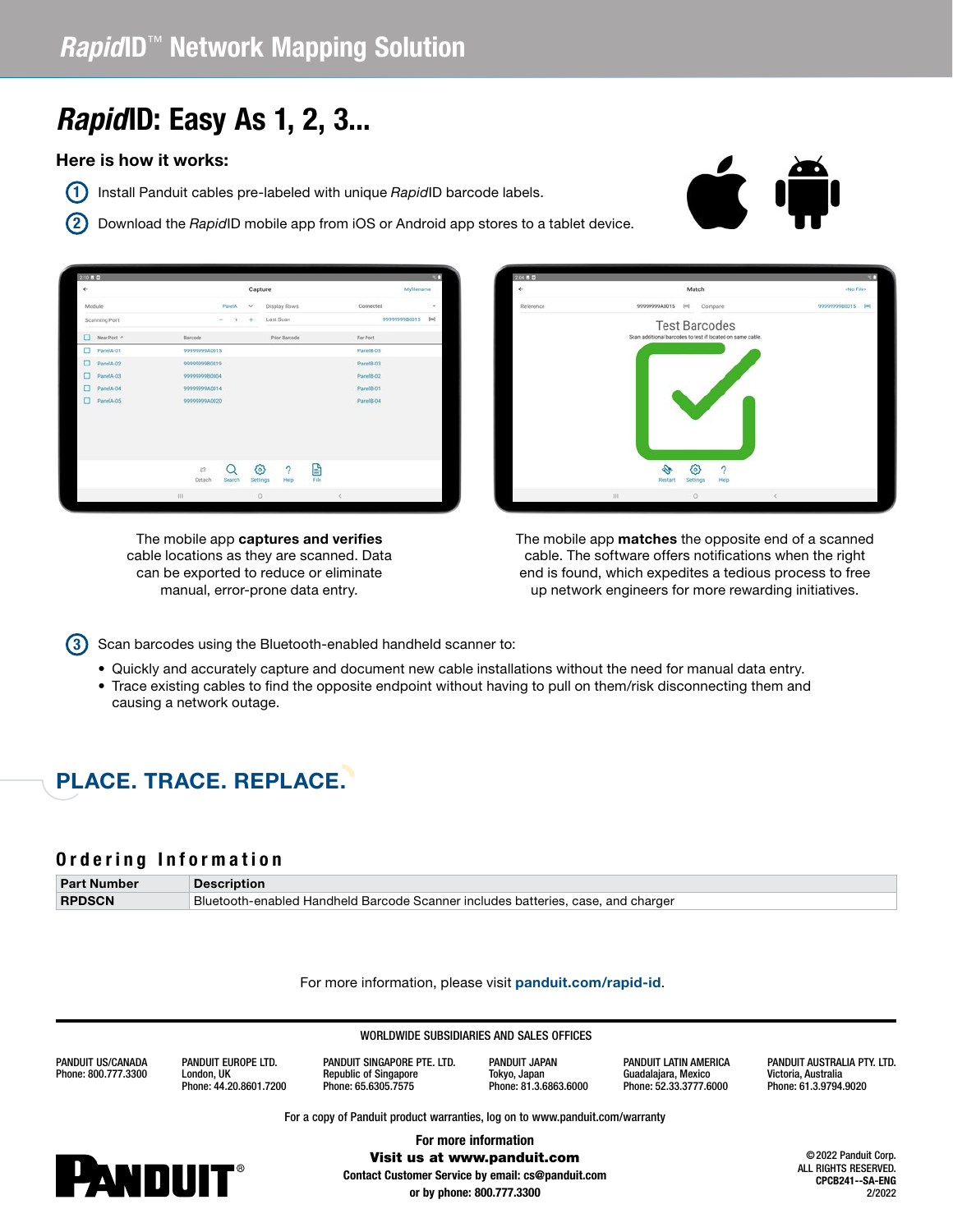# *Rapid*ID: Easy As 1, 2, 3...

**Here is how it works:**

1. Install Panduit cables pre-labeled with unique *Rapid*ID barcode labels.
2. Download the *Rapid*ID mobile app from iOS or Android app stores to a tablet device.

The mobile app **captures and verifies** cable locations as they are scanned. Data can be exported to reduce or eliminate manual, error-prone data entry.

The mobile app **matches** the opposite end of a scanned cable. The software offers notifications when the right end is found, which expedites a tedious process to free up network engineers for more rewarding initiatives.

3. Scan barcodes using the Bluetooth-enabled handheld scanner to:
   - Quickly and accurately capture and document new cable installations without the need for manual data entry.
   - Trace existing cables to find the opposite endpoint without having to pull on them/risk disconnecting them and causing a network outage.

## PLACE. TRACE. REPLACE.

## Ordering Information

| Part Number | Description |
|---|---|
| RPDSCN | Bluetooth-enabled Handheld Barcode Scanner includes batteries, case, and charger |

For more information, please visit **panduit.com/rapid-id**.

WORLDWIDE SUBSIDIARIES AND SALES OFFICES

PANDUIT US/CANADA
Phone: 800.777.3300

PANDUIT EUROPE LTD.
London, UK
Phone: 44.20.8601.7200

PANDUIT SINGAPORE PTE. LTD.
Republic of Singapore
Phone: 65.6305.7575

PANDUIT JAPAN
Tokyo, Japan
Phone: 81.3.6863.6000

PANDUIT LATIN AMERICA
Guadalajara, Mexico
Phone: 52.33.3777.6000

PANDUIT AUSTRALIA PTY. LTD.
Victoria, Australia
Phone: 61.3.9794.9020

For a copy of Panduit product warranties, log on to www.panduit.com/warranty

For more information
**Visit us at www.panduit.com**
Contact Customer Service by email: cs@panduit.com
or by phone: 800.777.3300

PANDUIT®

©2022 Panduit Corp.
ALL RIGHTS RESERVED.
CPCB241--SA-ENG
2/2022